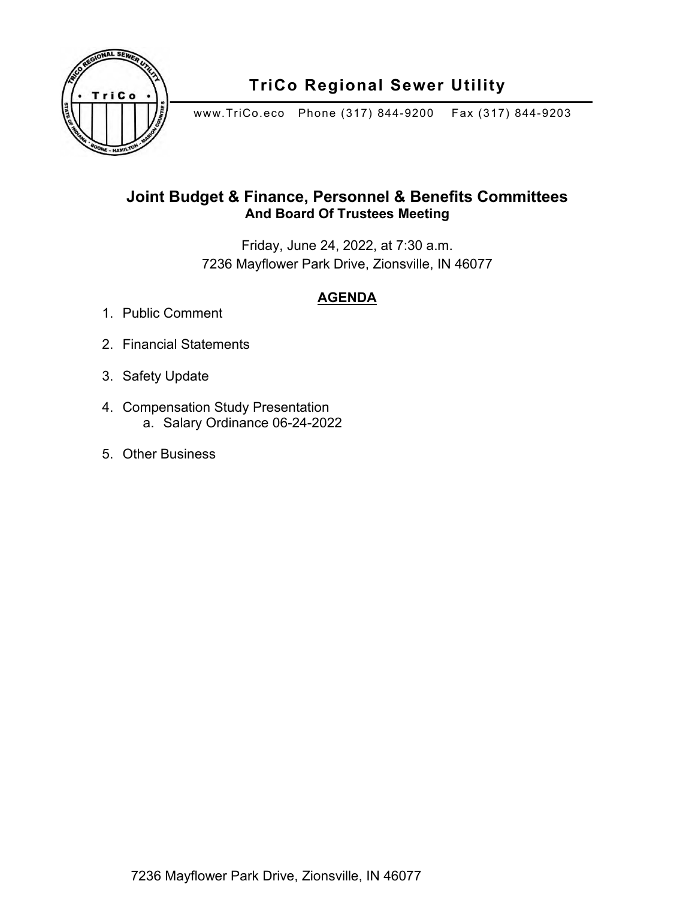# TriCo Regional Sewer Utility

www.TriCo.eco Phone (317) 844-9200 Fax (317) 844-9203

## Joint Budget & Finance, Personnel & Benefits Committees

### And Board Of Trustees Meeting

Friday, June 24, 2022, at 7:30 a.m.
7236 Mayflower Park Drive, Zionsville, IN 46077

**AGENDA**

1. Public Comment
2. Financial Statements
3. Safety Update
4. Compensation Study Presentation
   a. Salary Ordinance 06-24-2022
5. Other Business

7236 Mayflower Park Drive, Zionsville, IN 46077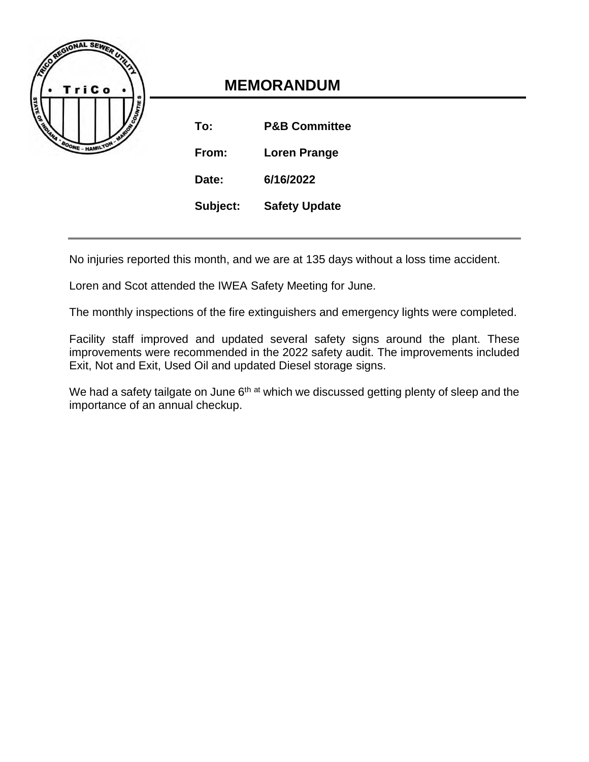# MEMORANDUM

**To:** **P&B Committee**

**From:** **Loren Prange**

**Date:** **6/16/2022**

**Subject:** **Safety Update**

---

No injuries reported this month, and we are at 135 days without a loss time accident.

Loren and Scot attended the IWEA Safety Meeting for June.

The monthly inspections of the fire extinguishers and emergency lights were completed.

Facility staff improved and updated several safety signs around the plant. These improvements were recommended in the 2022 safety audit. The improvements included Exit, Not and Exit, Used Oil and updated Diesel storage signs.

We had a safety tailgate on June 6th at which we discussed getting plenty of sleep and the importance of an annual checkup.